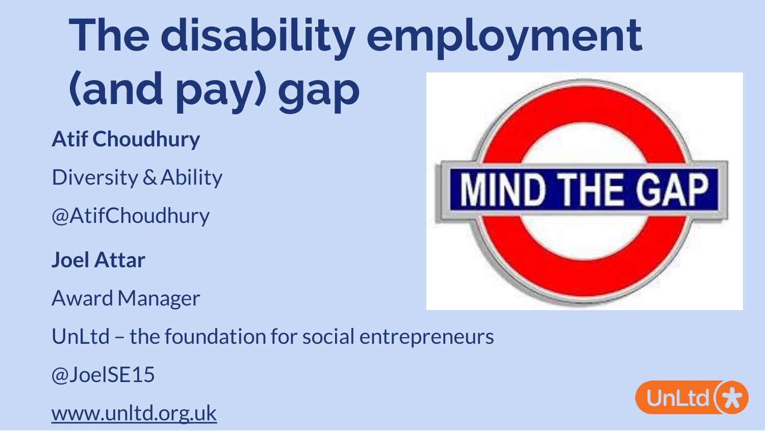# The disability employment (and pay) gap

**Atif Choudhury**

Diversity & Ability

@AtifChoudhury

**Joel Attar**

Award Manager

UnLtd – the foundation for social entrepreneurs

@JoelSE15

www.unltd.org.uk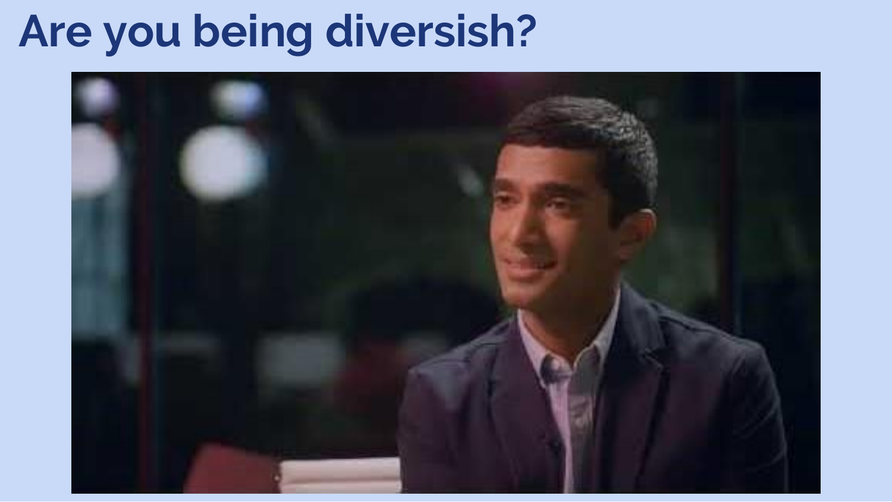# Are you being diversish?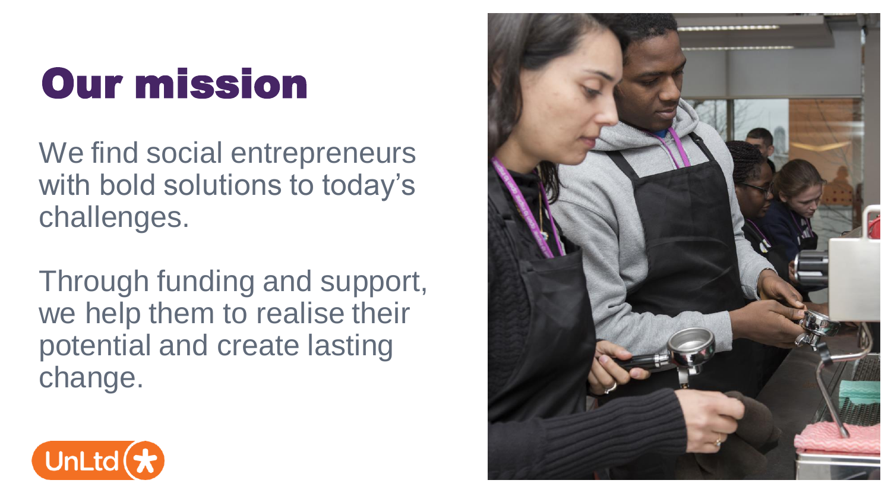# Our mission

We find social entrepreneurs with bold solutions to today's challenges.

Through funding and support, we help them to realise their potential and create lasting change.

UnLtd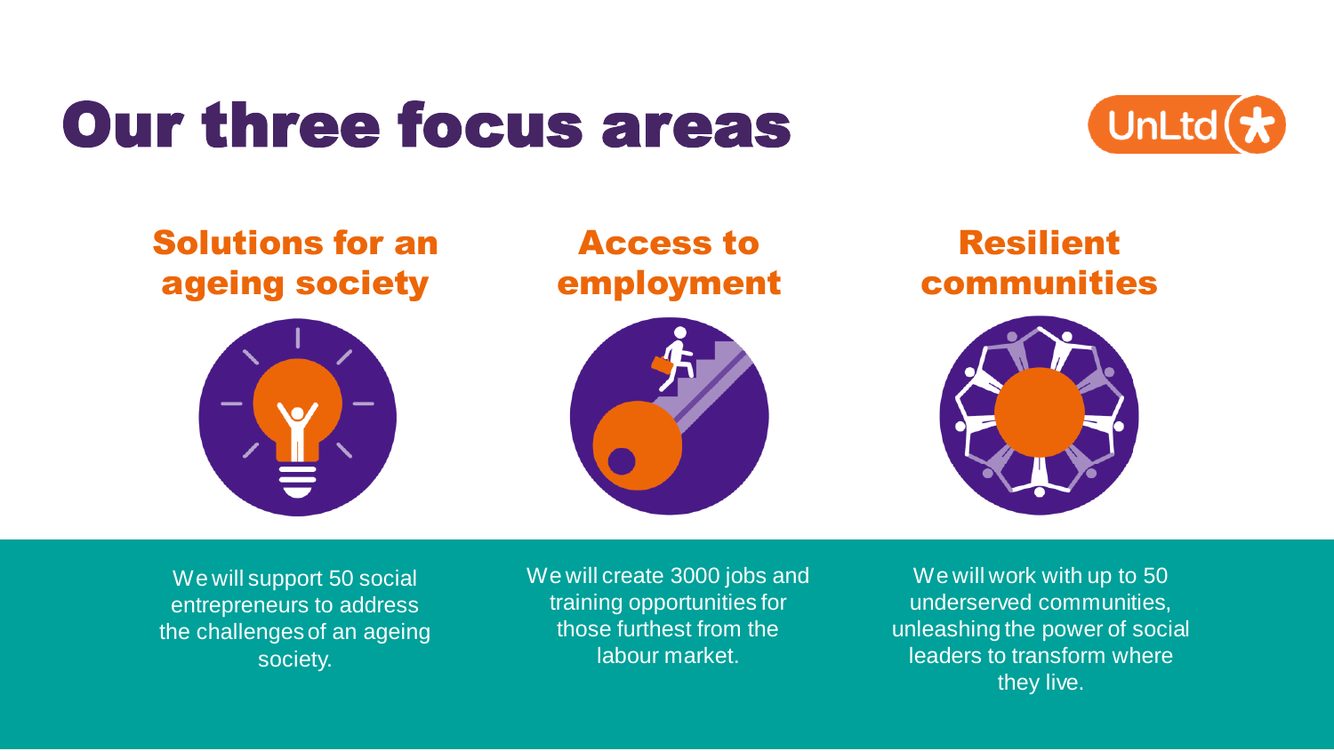# Our three focus areas

UnLtd

## Solutions for an ageing society

We will support 50 social entrepreneurs to address the challenges of an ageing society.

## Access to employment

We will create 3000 jobs and training opportunities for those furthest from the labour market.

## Resilient communities

We will work with up to 50 underserved communities, unleashing the power of social leaders to transform where they live.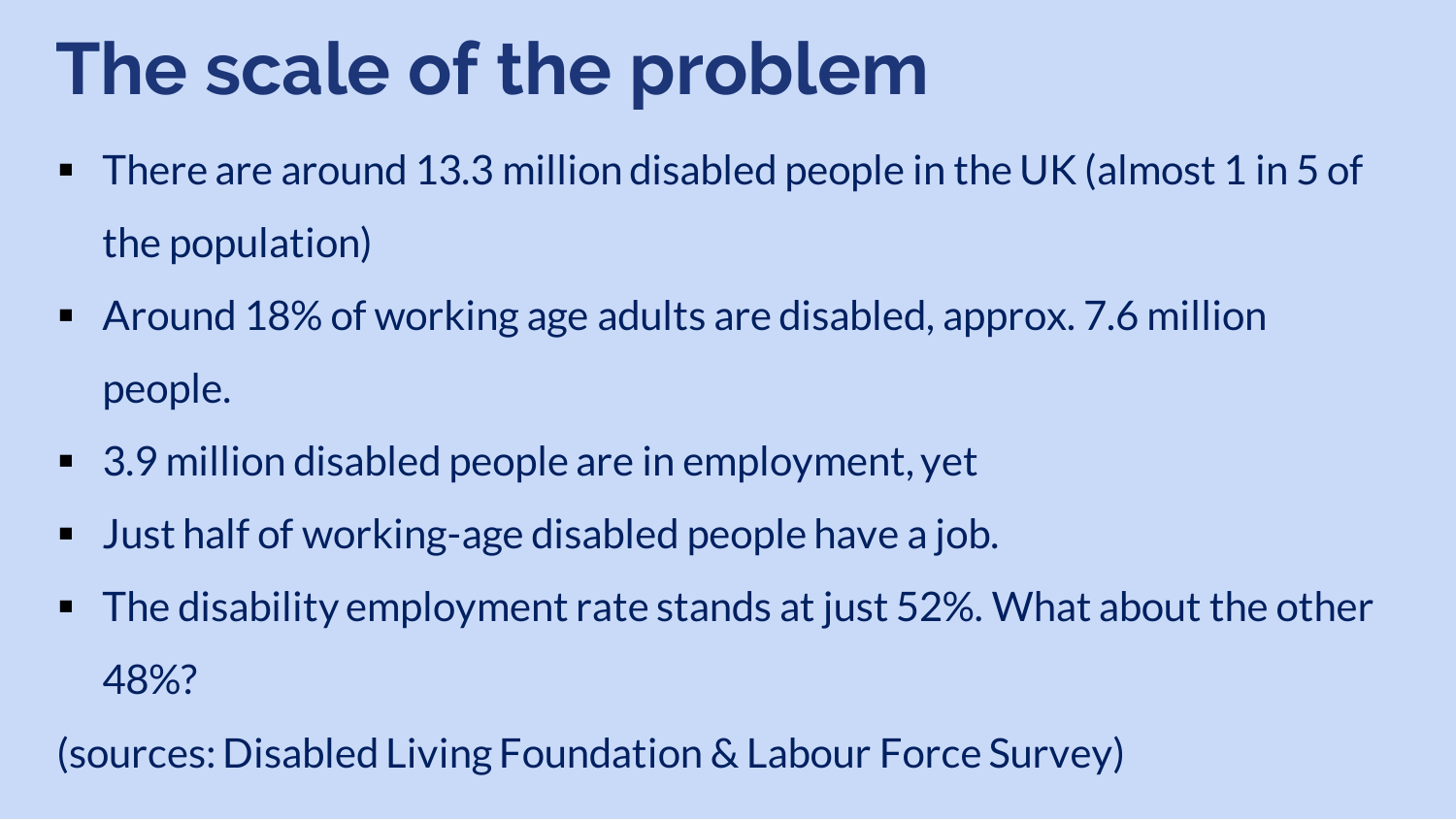# The scale of the problem

- There are around 13.3 million disabled people in the UK (almost 1 in 5 of the population)
- Around 18% of working age adults are disabled, approx. 7.6 million people.
- 3.9 million disabled people are in employment, yet
- Just half of working-age disabled people have a job.
- The disability employment rate stands at just 52%. What about the other 48%?

(sources: Disabled Living Foundation & Labour Force Survey)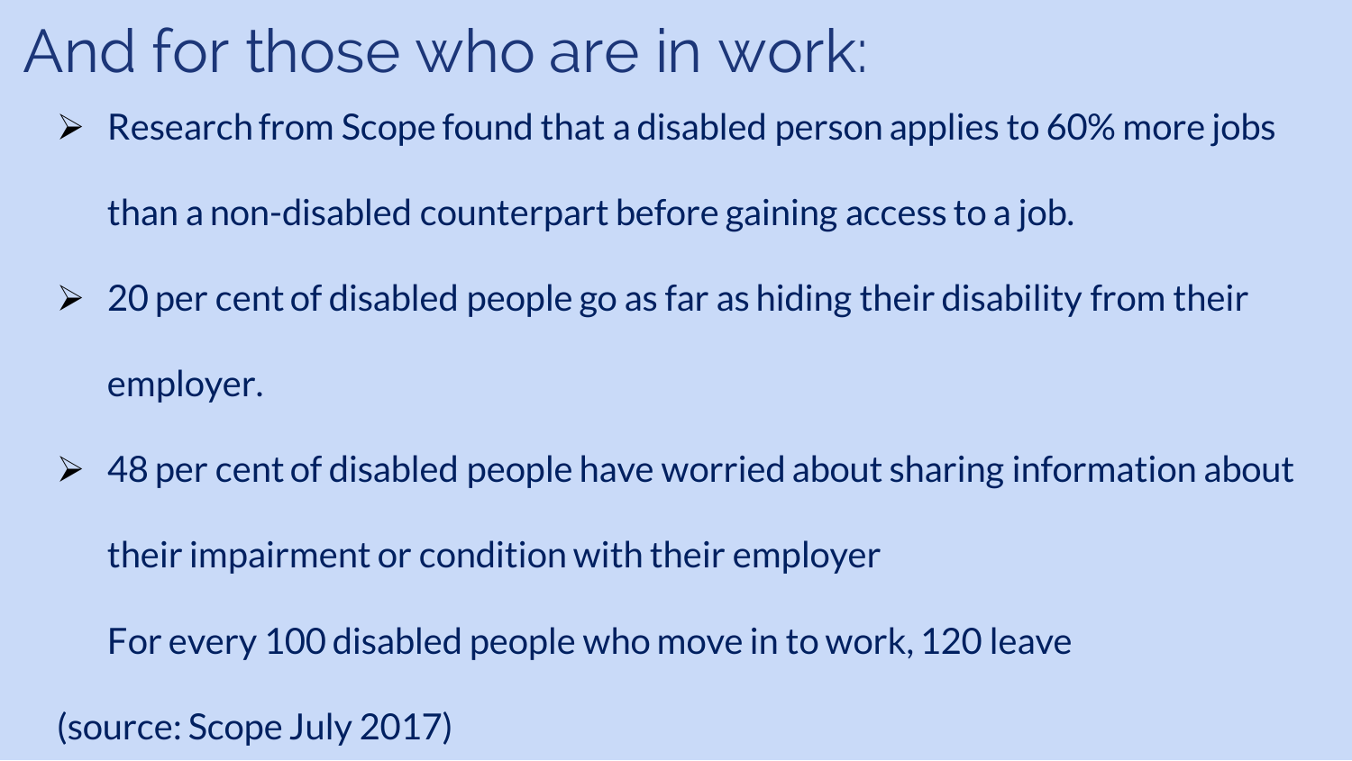# And for those who are in work:

- Research from Scope found that a disabled person applies to 60% more jobs than a non-disabled counterpart before gaining access to a job.
- 20 per cent of disabled people go as far as hiding their disability from their employer.
- 48 per cent of disabled people have worried about sharing information about their impairment or condition with their employer

  For every 100 disabled people who move in to work, 120 leave

(source: Scope July 2017)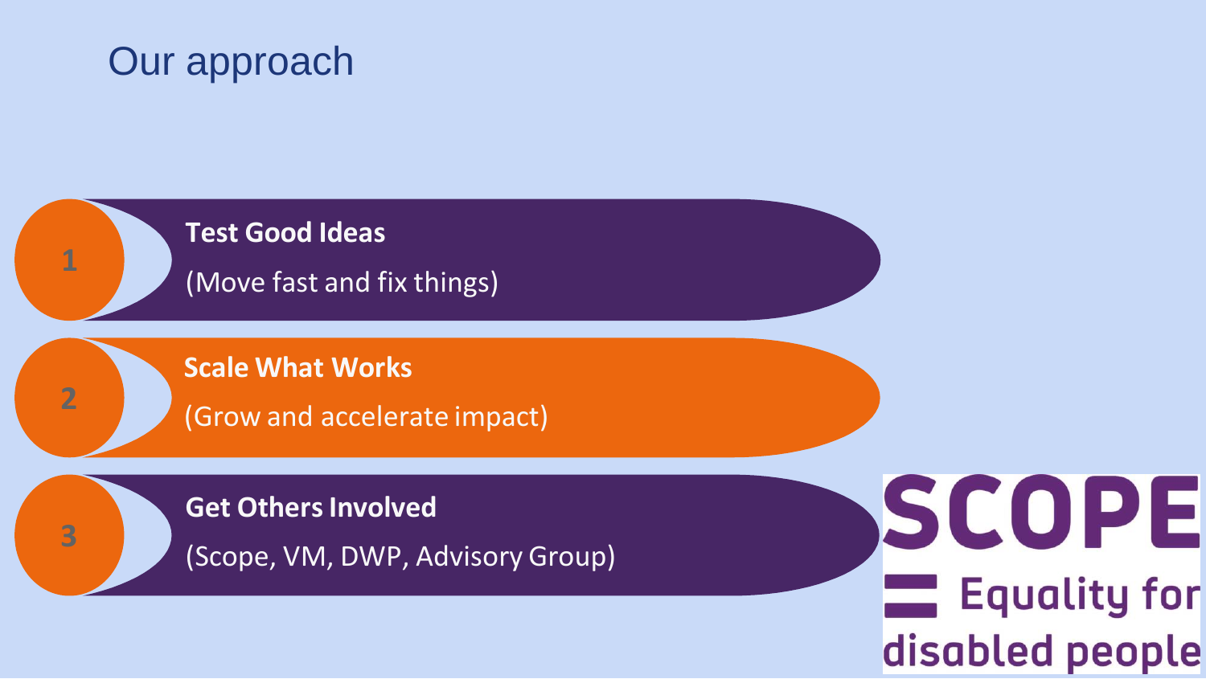# Our approach

1. **Test Good Ideas**
   (Move fast and fix things)

2. **Scale What Works**
   (Grow and accelerate impact)

3. **Get Others Involved**
   (Scope, VM, DWP, Advisory Group)

SCOPE
Equality for disabled people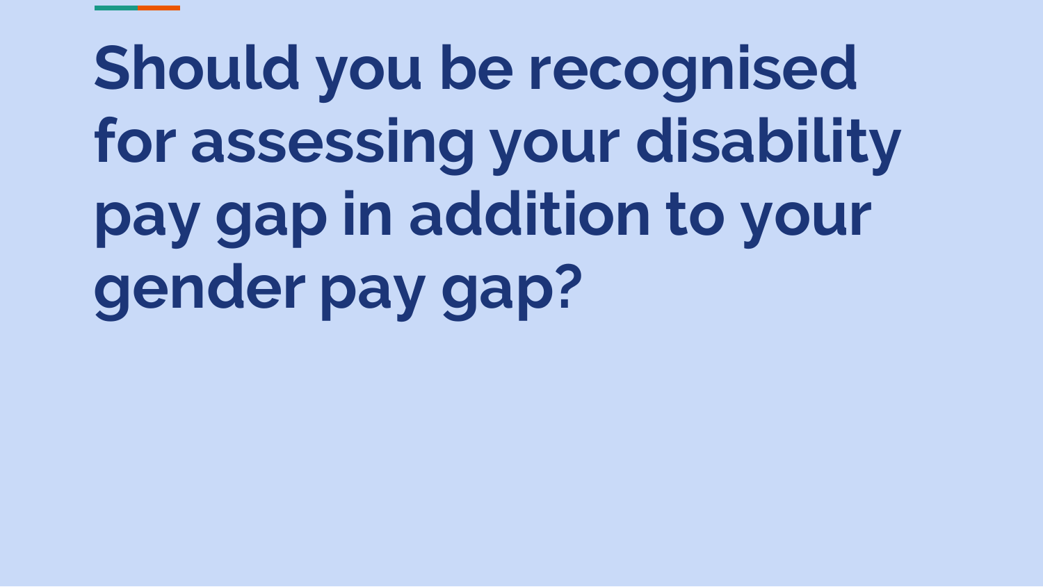# Should you be recognised for assessing your disability pay gap in addition to your gender pay gap?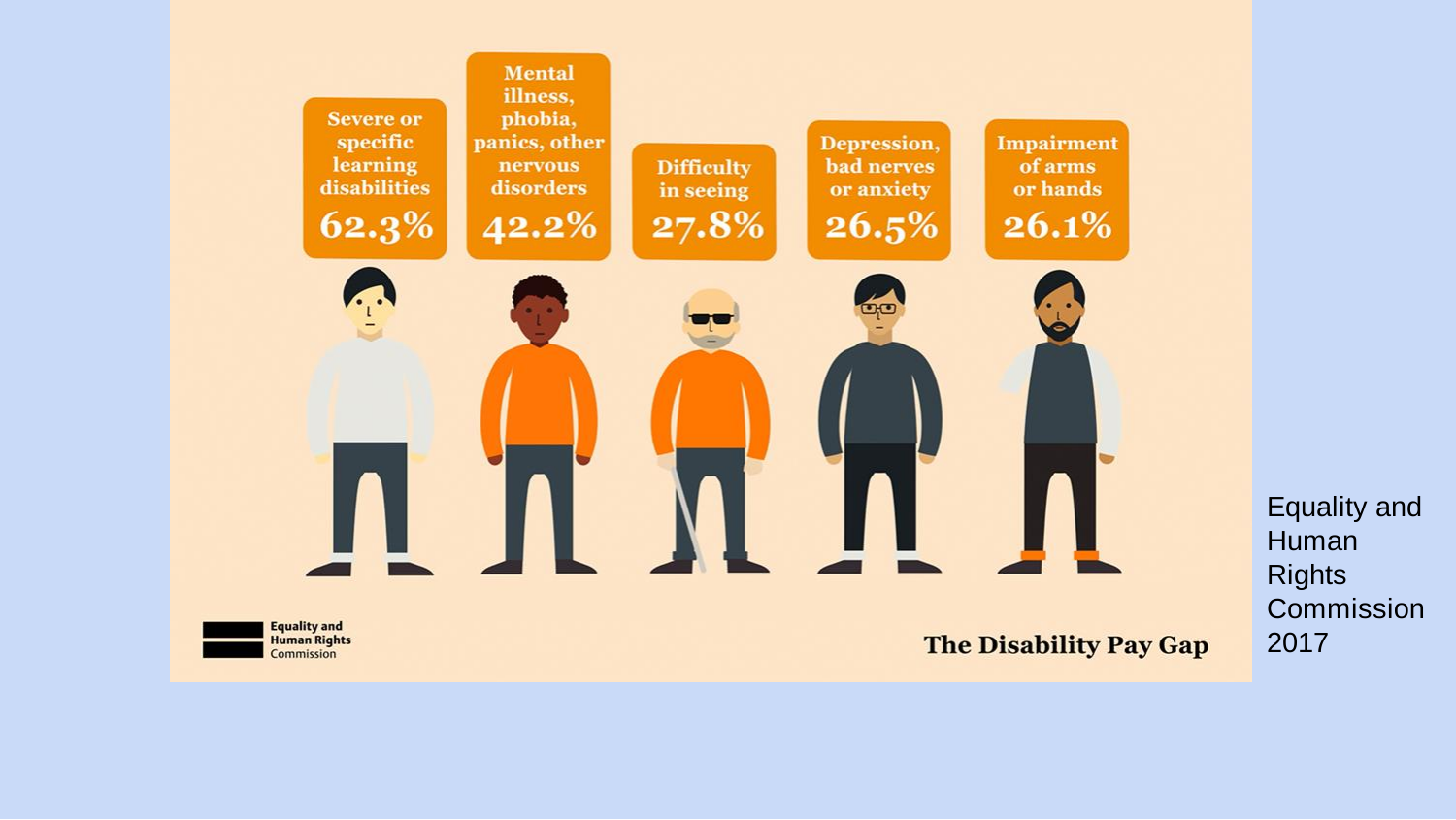Severe or specific learning disabilities **62.3%**

Mental illness, phobia, panics, other nervous disorders **42.2%**

Difficulty in seeing **27.8%**

Depression, bad nerves or anxiety **26.5%**

Impairment of arms or hands **26.1%**

Equality and Human Rights Commission

**The Disability Pay Gap**

Equality and Human Rights Commission 2017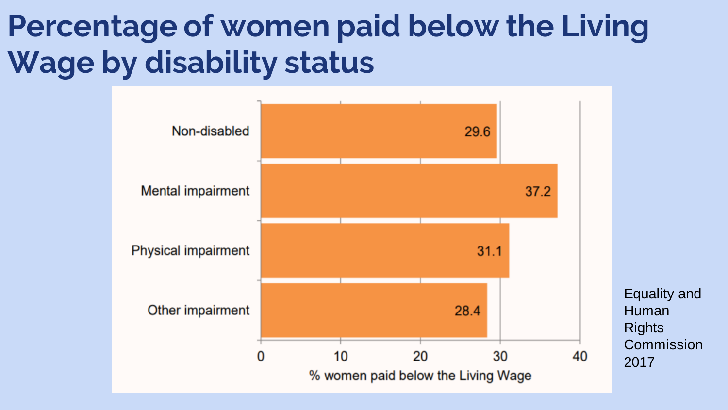# Percentage of women paid below the Living Wage by disability status

| Disability status | % women paid below the Living Wage |
| --- | --- |
| Non-disabled | 29.6 |
| Mental impairment | 37.2 |
| Physical impairment | 31.1 |
| Other impairment | 28.4 |

Equality and Human Rights Commission 2017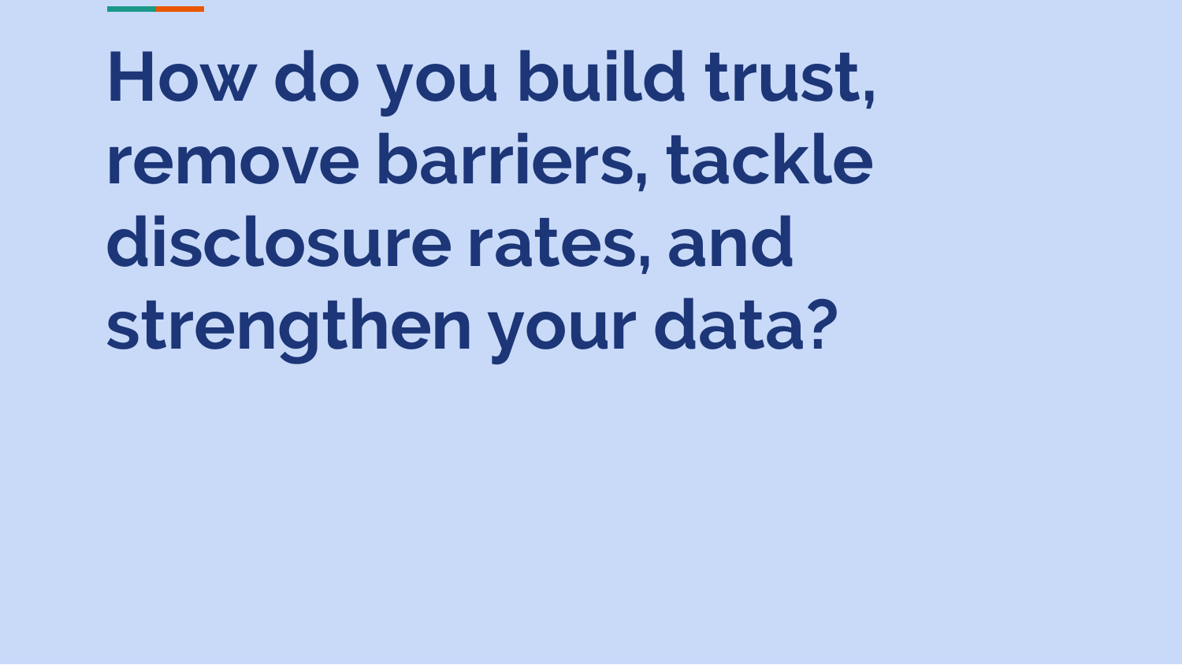# How do you build trust, remove barriers, tackle disclosure rates, and strengthen your data?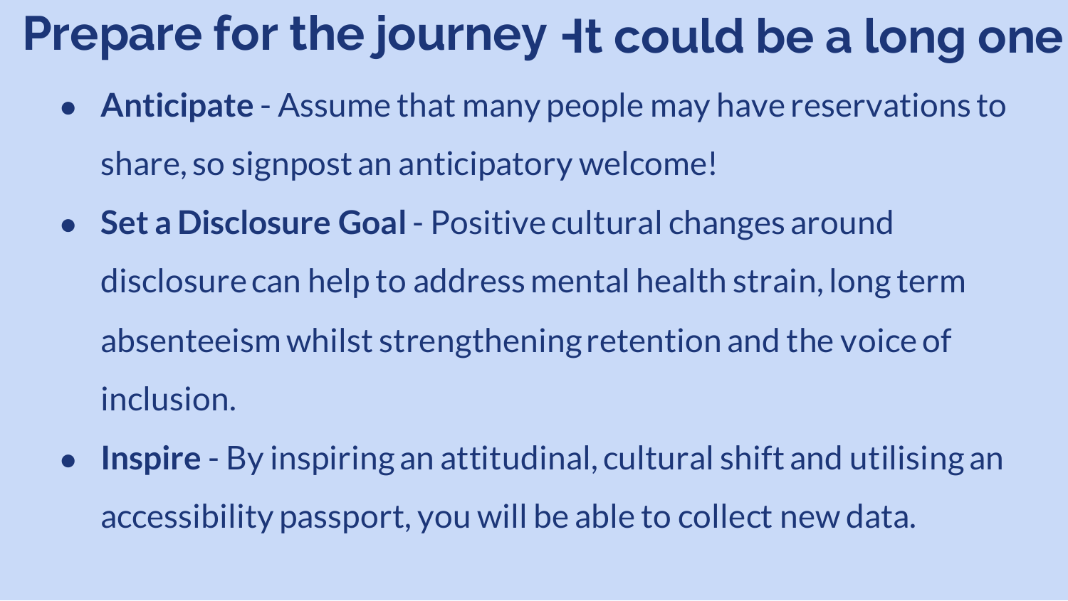# Prepare for the journey - It could be a long one

- **Anticipate** - Assume that many people may have reservations to share, so signpost an anticipatory welcome!
- **Set a Disclosure Goal** - Positive cultural changes around disclosure can help to address mental health strain, long term absenteeism whilst strengthening retention and the voice of inclusion.
- **Inspire** - By inspiring an attitudinal, cultural shift and utilising an accessibility passport, you will be able to collect new data.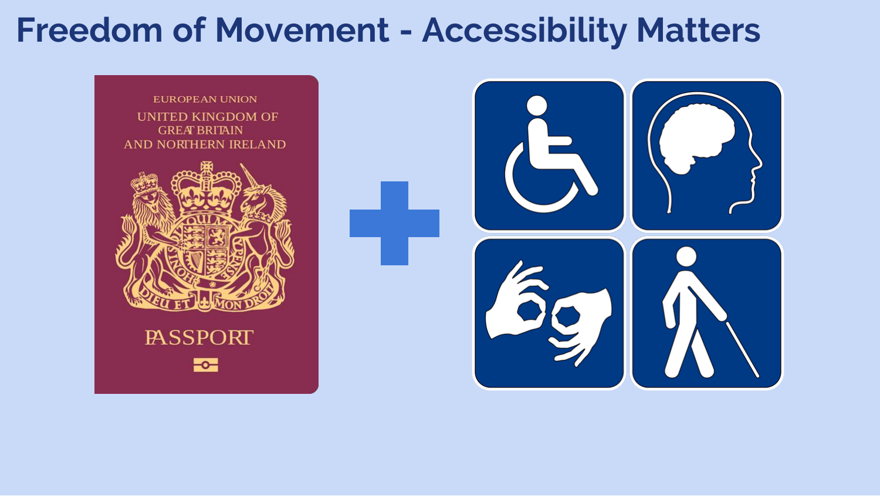# Freedom of Movement - Accessibility Matters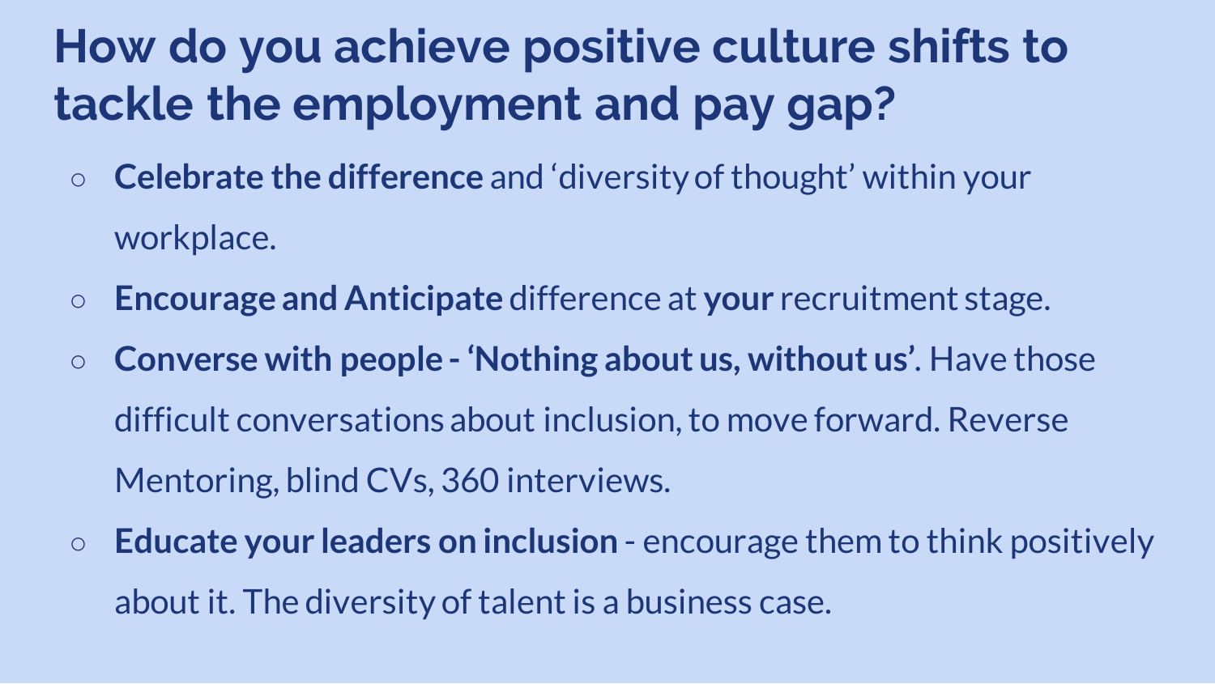# How do you achieve positive culture shifts to tackle the employment and pay gap?

- **Celebrate the difference** and 'diversity of thought' within your workplace.
- **Encourage and Anticipate** difference at **your** recruitment stage.
- **Converse with people - 'Nothing about us, without us'**. Have those difficult conversations about inclusion, to move forward. Reverse Mentoring, blind CVs, 360 interviews.
- **Educate your leaders on inclusion** - encourage them to think positively about it. The diversity of talent is a business case.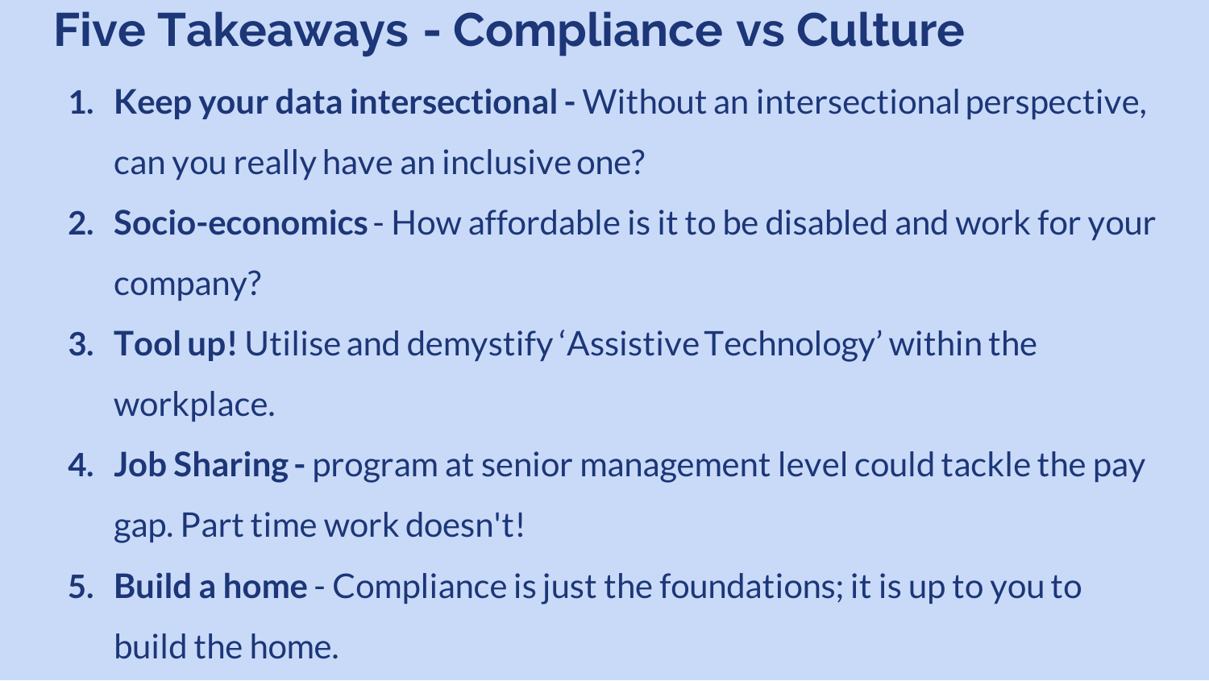# Five Takeaways - Compliance vs Culture

1. **Keep your data intersectional -** Without an intersectional perspective, can you really have an inclusive one?
2. **Socio-economics** - How affordable is it to be disabled and work for your company?
3. **Tool up!** Utilise and demystify ‘Assistive Technology’ within the workplace.
4. **Job Sharing -** program at senior management level could tackle the pay gap. Part time work doesn't!
5. **Build a home** - Compliance is just the foundations; it is up to you to build the home.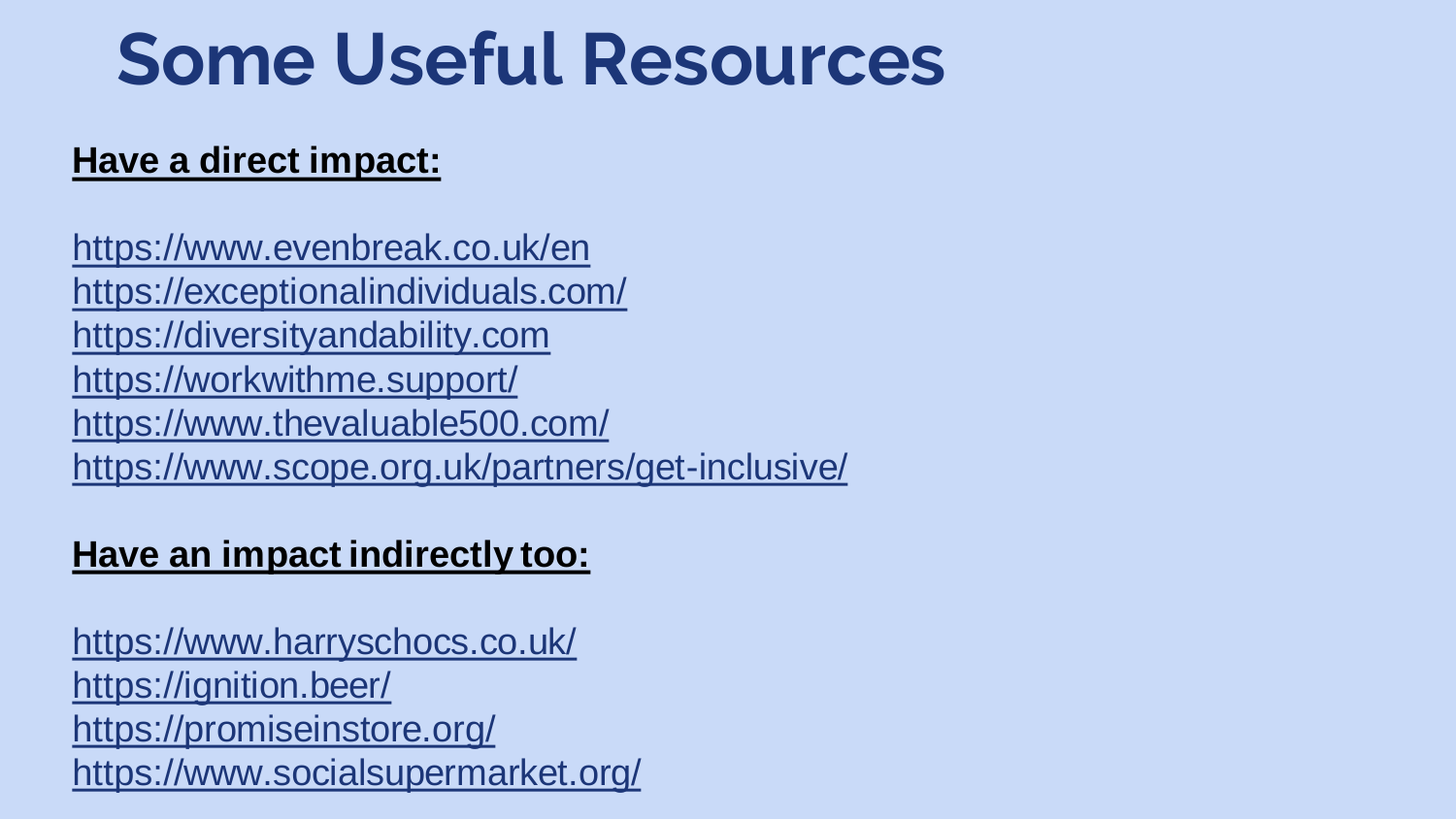# Some Useful Resources

**Have a direct impact:**

https://www.evenbreak.co.uk/en
https://exceptionalindividuals.com/
https://diversityandability.com
https://workwithme.support/
https://www.thevaluable500.com/
https://www.scope.org.uk/partners/get-inclusive/

**Have an impact indirectly too:**

https://www.harryschocs.co.uk/
https://ignition.beer/
https://promiseinstore.org/
https://www.socialsupermarket.org/